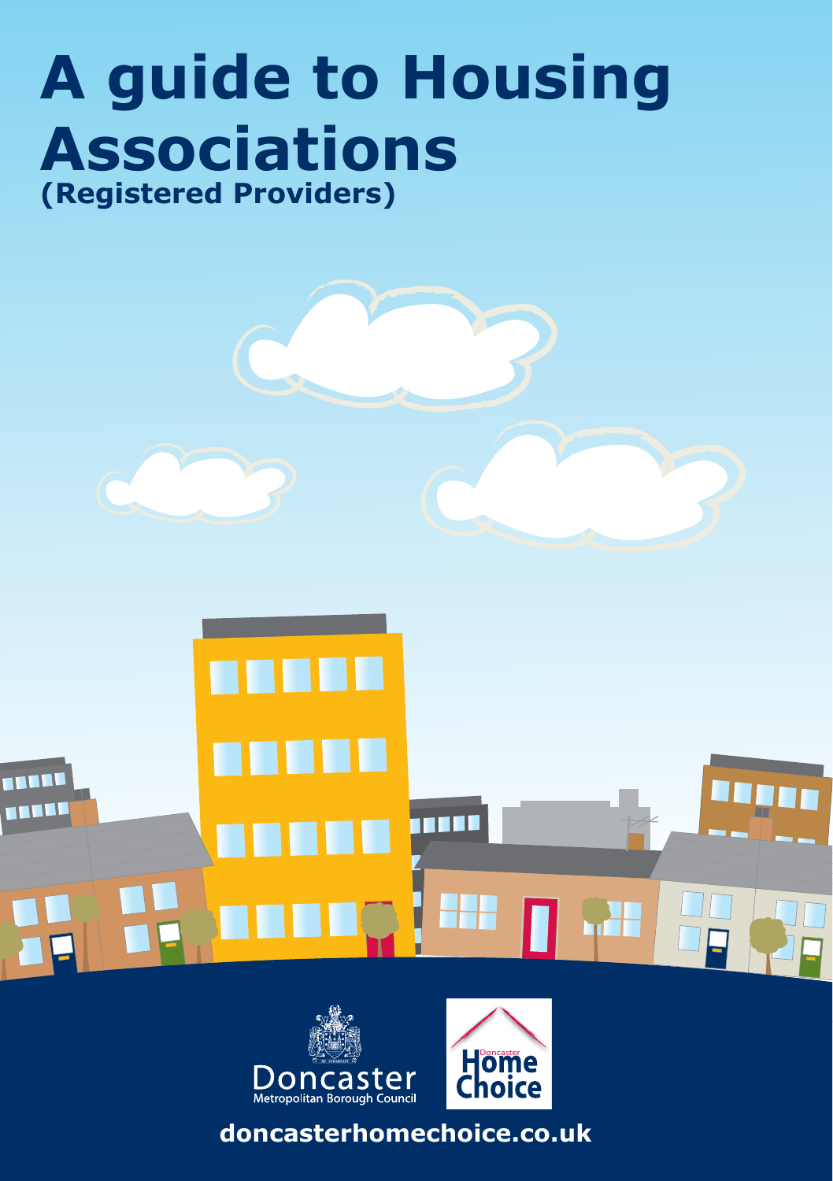# A guide to Housing Associations
## (Registered Providers)

Doncaster Metropolitan Borough Council

Doncaster Home Choice

**doncasterhomechoice.co.uk**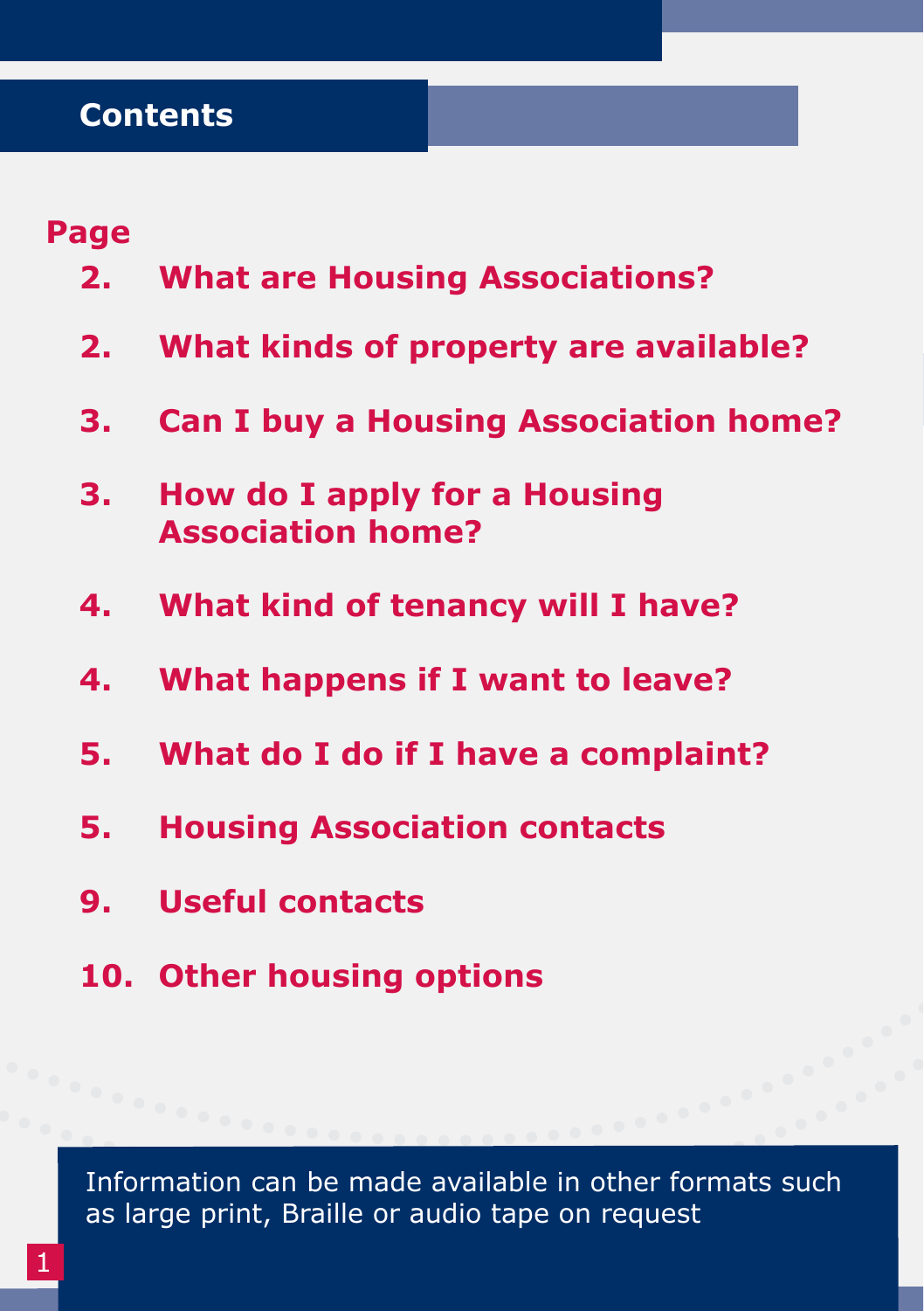# Contents

| Page | |
|---|---|
| 2. | What are Housing Associations? |
| 2. | What kinds of property are available? |
| 3. | Can I buy a Housing Association home? |
| 3. | How do I apply for a Housing Association home? |
| 4. | What kind of tenancy will I have? |
| 4. | What happens if I want to leave? |
| 5. | What do I do if I have a complaint? |
| 5. | Housing Association contacts |
| 9. | Useful contacts |
| 10. | Other housing options |

Information can be made available in other formats such as large print, Braille or audio tape on request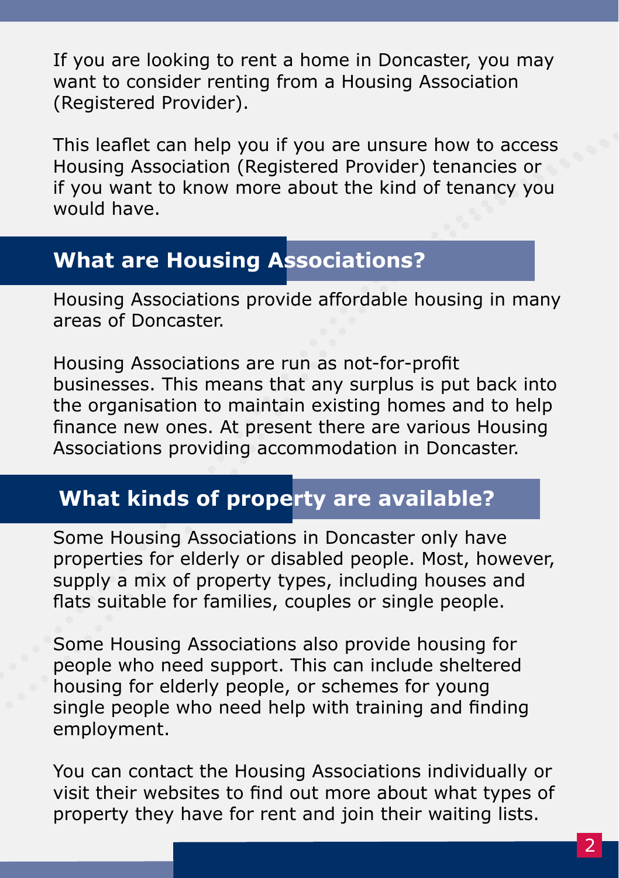If you are looking to rent a home in Doncaster, you may want to consider renting from a Housing Association (Registered Provider).

This leaflet can help you if you are unsure how to access Housing Association (Registered Provider) tenancies or if you want to know more about the kind of tenancy you would have.

## What are Housing Associations?

Housing Associations provide affordable housing in many areas of Doncaster.

Housing Associations are run as not-for-profit businesses. This means that any surplus is put back into the organisation to maintain existing homes and to help finance new ones. At present there are various Housing Associations providing accommodation in Doncaster.

## What kinds of property are available?

Some Housing Associations in Doncaster only have properties for elderly or disabled people. Most, however, supply a mix of property types, including houses and flats suitable for families, couples or single people.

Some Housing Associations also provide housing for people who need support. This can include sheltered housing for elderly people, or schemes for young single people who need help with training and finding employment.

You can contact the Housing Associations individually or visit their websites to find out more about what types of property they have for rent and join their waiting lists.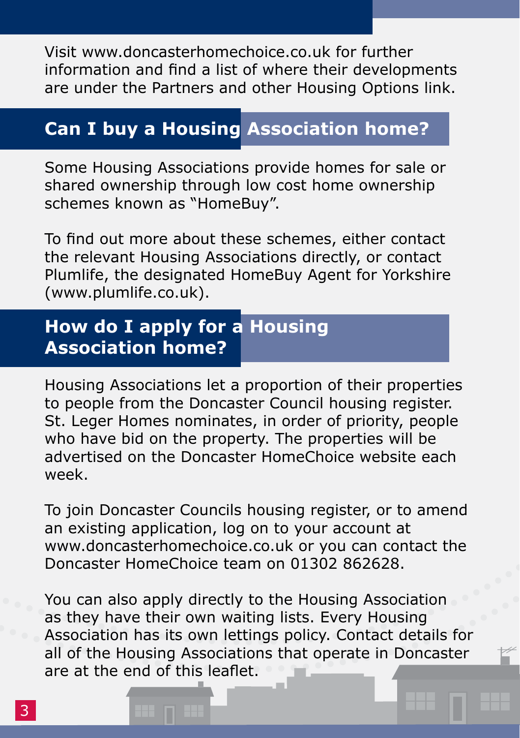Visit www.doncasterhomechoice.co.uk for further information and find a list of where their developments are under the Partners and other Housing Options link.

## Can I buy a Housing Association home?

Some Housing Associations provide homes for sale or shared ownership through low cost home ownership schemes known as "HomeBuy".

To find out more about these schemes, either contact the relevant Housing Associations directly, or contact Plumlife, the designated HomeBuy Agent for Yorkshire (www.plumlife.co.uk).

## How do I apply for a Housing Association home?

Housing Associations let a proportion of their properties to people from the Doncaster Council housing register. St. Leger Homes nominates, in order of priority, people who have bid on the property. The properties will be advertised on the Doncaster HomeChoice website each week.

To join Doncaster Councils housing register, or to amend an existing application, log on to your account at www.doncasterhomechoice.co.uk or you can contact the Doncaster HomeChoice team on 01302 862628.

You can also apply directly to the Housing Association as they have their own waiting lists. Every Housing Association has its own lettings policy. Contact details for all of the Housing Associations that operate in Doncaster are at the end of this leaflet.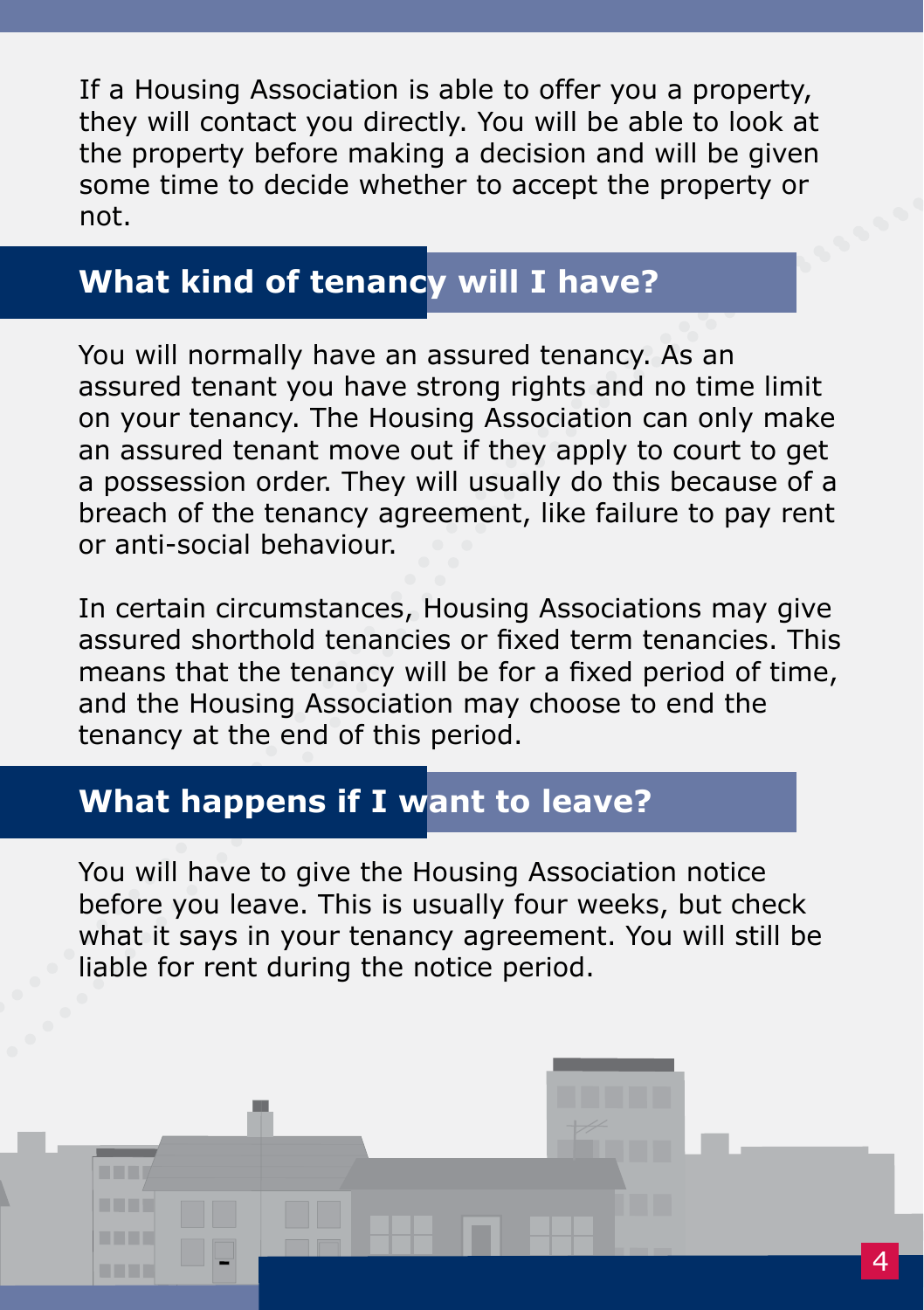If a Housing Association is able to offer you a property, they will contact you directly. You will be able to look at the property before making a decision and will be given some time to decide whether to accept the property or not.

## What kind of tenancy will I have?

You will normally have an assured tenancy. As an assured tenant you have strong rights and no time limit on your tenancy. The Housing Association can only make an assured tenant move out if they apply to court to get a possession order. They will usually do this because of a breach of the tenancy agreement, like failure to pay rent or anti-social behaviour.

In certain circumstances, Housing Associations may give assured shorthold tenancies or fixed term tenancies. This means that the tenancy will be for a fixed period of time, and the Housing Association may choose to end the tenancy at the end of this period.

## What happens if I want to leave?

You will have to give the Housing Association notice before you leave. This is usually four weeks, but check what it says in your tenancy agreement. You will still be liable for rent during the notice period.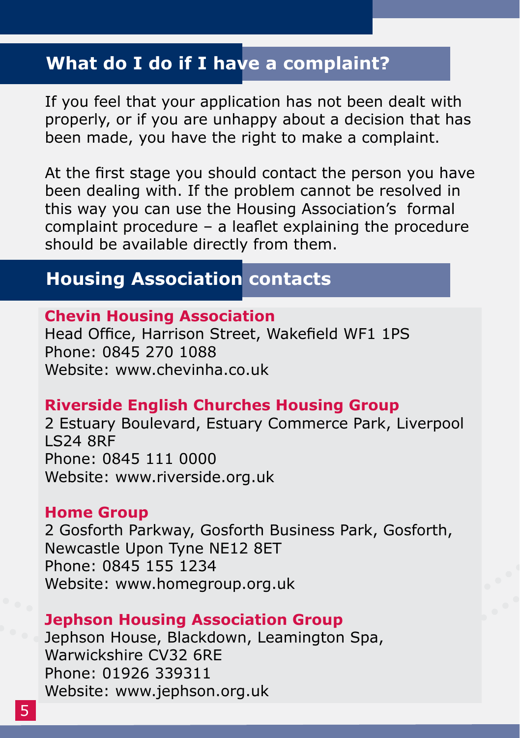## What do I do if I have a complaint?

If you feel that your application has not been dealt with properly, or if you are unhappy about a decision that has been made, you have the right to make a complaint.

At the first stage you should contact the person you have been dealing with. If the problem cannot be resolved in this way you can use the Housing Association's formal complaint procedure – a leaflet explaining the procedure should be available directly from them.

## Housing Association contacts

**Chevin Housing Association**
Head Office, Harrison Street, Wakefield WF1 1PS
Phone: 0845 270 1088
Website: www.chevinha.co.uk

**Riverside English Churches Housing Group**
2 Estuary Boulevard, Estuary Commerce Park, Liverpool LS24 8RF
Phone: 0845 111 0000
Website: www.riverside.org.uk

**Home Group**
2 Gosforth Parkway, Gosforth Business Park, Gosforth, Newcastle Upon Tyne NE12 8ET
Phone: 0845 155 1234
Website: www.homegroup.org.uk

**Jephson Housing Association Group**
Jephson House, Blackdown, Leamington Spa, Warwickshire CV32 6RE
Phone: 01926 339311
Website: www.jephson.org.uk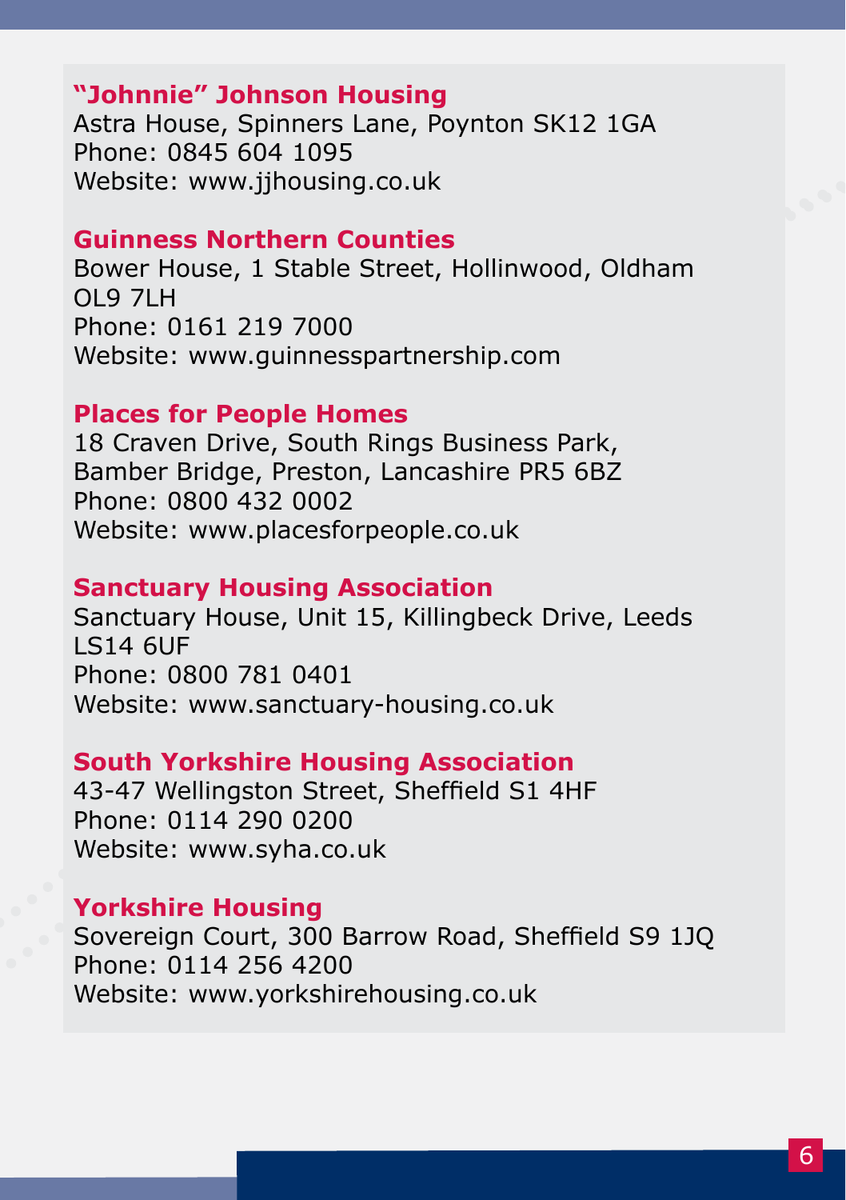**“Johnnie” Johnson Housing**
Astra House, Spinners Lane, Poynton SK12 1GA
Phone: 0845 604 1095
Website: www.jjhousing.co.uk

**Guinness Northern Counties**
Bower House, 1 Stable Street, Hollinwood, Oldham OL9 7LH
Phone: 0161 219 7000
Website: www.guinnesspartnership.com

**Places for People Homes**
18 Craven Drive, South Rings Business Park, Bamber Bridge, Preston, Lancashire PR5 6BZ
Phone: 0800 432 0002
Website: www.placesforpeople.co.uk

**Sanctuary Housing Association**
Sanctuary House, Unit 15, Killingbeck Drive, Leeds LS14 6UF
Phone: 0800 781 0401
Website: www.sanctuary-housing.co.uk

**South Yorkshire Housing Association**
43-47 Wellingston Street, Sheffield S1 4HF
Phone: 0114 290 0200
Website: www.syha.co.uk

**Yorkshire Housing**
Sovereign Court, 300 Barrow Road, Sheffield S9 1JQ
Phone: 0114 256 4200
Website: www.yorkshirehousing.co.uk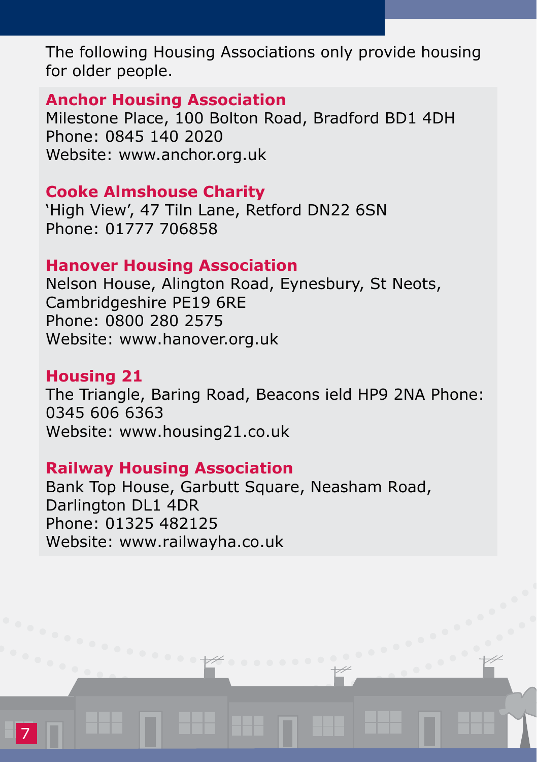The following Housing Associations only provide housing for older people.

**Anchor Housing Association**
Milestone Place, 100 Bolton Road, Bradford BD1 4DH
Phone: 0845 140 2020
Website: www.anchor.org.uk

**Cooke Almshouse Charity**
'High View', 47 Tiln Lane, Retford DN22 6SN
Phone: 01777 706858

**Hanover Housing Association**
Nelson House, Alington Road, Eynesbury, St Neots, Cambridgeshire PE19 6RE
Phone: 0800 280 2575
Website: www.hanover.org.uk

**Housing 21**
The Triangle, Baring Road, Beacons ield HP9 2NA Phone: 0345 606 6363
Website: www.housing21.co.uk

**Railway Housing Association**
Bank Top House, Garbutt Square, Neasham Road, Darlington DL1 4DR
Phone: 01325 482125
Website: www.railwayha.co.uk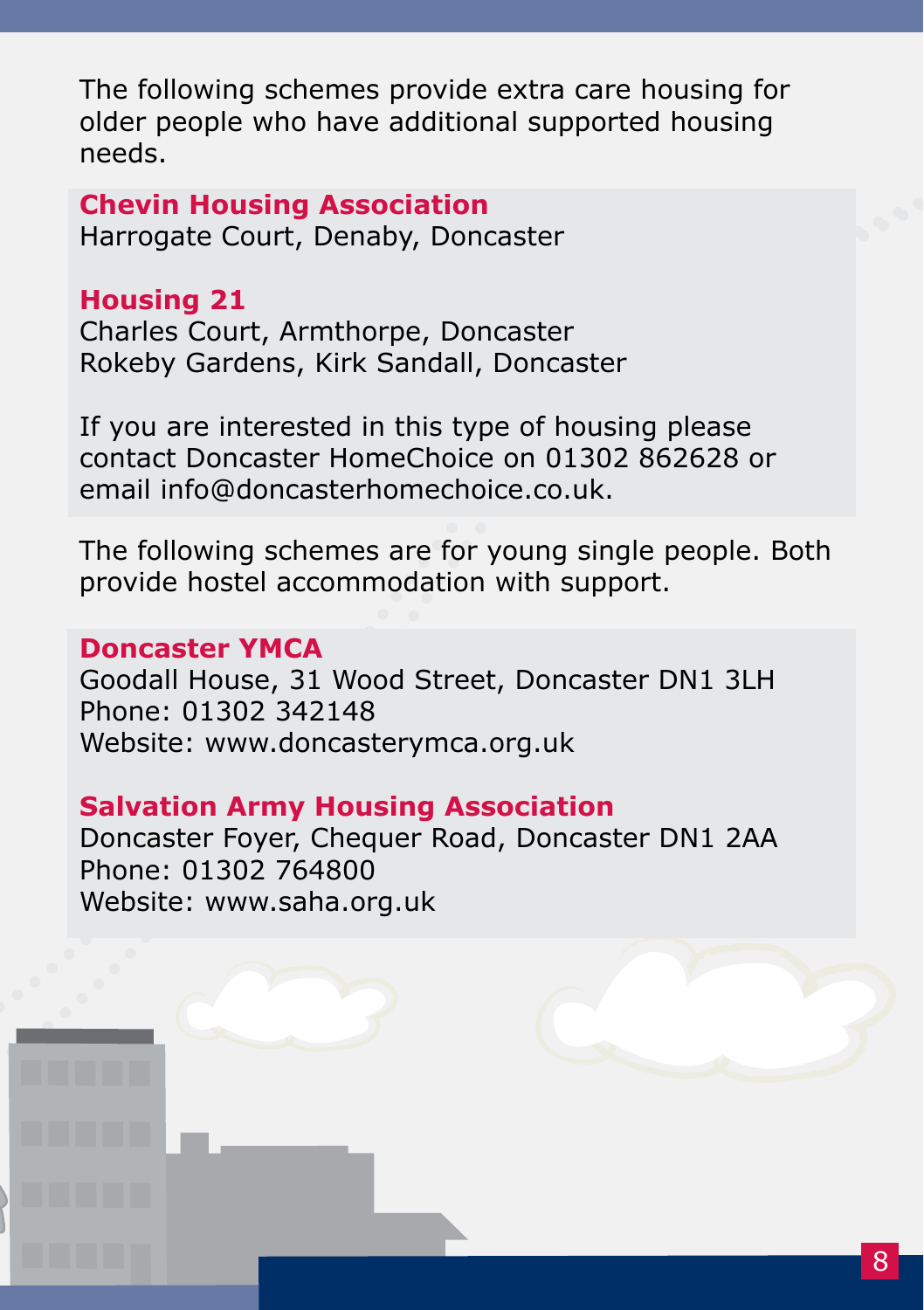The following schemes provide extra care housing for older people who have additional supported housing needs.

**Chevin Housing Association**
Harrogate Court, Denaby, Doncaster

**Housing 21**
Charles Court, Armthorpe, Doncaster
Rokeby Gardens, Kirk Sandall, Doncaster

If you are interested in this type of housing please contact Doncaster HomeChoice on 01302 862628 or email info@doncasterhomechoice.co.uk.

The following schemes are for young single people. Both provide hostel accommodation with support.

**Doncaster YMCA**
Goodall House, 31 Wood Street, Doncaster DN1 3LH
Phone: 01302 342148
Website: www.doncasterymca.org.uk

**Salvation Army Housing Association**
Doncaster Foyer, Chequer Road, Doncaster DN1 2AA
Phone: 01302 764800
Website: www.saha.org.uk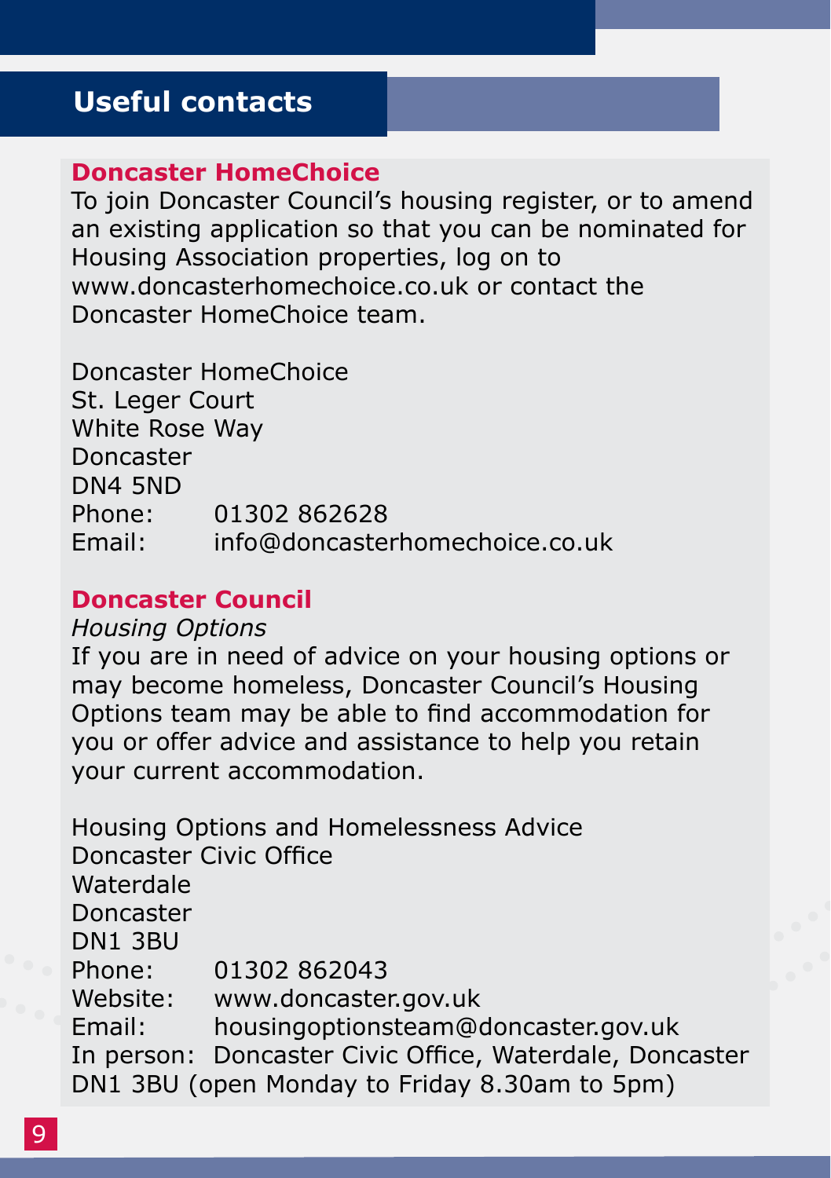## Useful contacts

### Doncaster HomeChoice

To join Doncaster Council's housing register, or to amend an existing application so that you can be nominated for Housing Association properties, log on to www.doncasterhomechoice.co.uk or contact the Doncaster HomeChoice team.

Doncaster HomeChoice
St. Leger Court
White Rose Way
Doncaster
DN4 5ND
Phone: 01302 862628
Email: info@doncasterhomechoice.co.uk

### Doncaster Council

*Housing Options*

If you are in need of advice on your housing options or may become homeless, Doncaster Council's Housing Options team may be able to find accommodation for you or offer advice and assistance to help you retain your current accommodation.

Housing Options and Homelessness Advice
Doncaster Civic Office
Waterdale
Doncaster
DN1 3BU
Phone: 01302 862043
Website: www.doncaster.gov.uk
Email: housingoptionsteam@doncaster.gov.uk
In person: Doncaster Civic Office, Waterdale, Doncaster DN1 3BU (open Monday to Friday 8.30am to 5pm)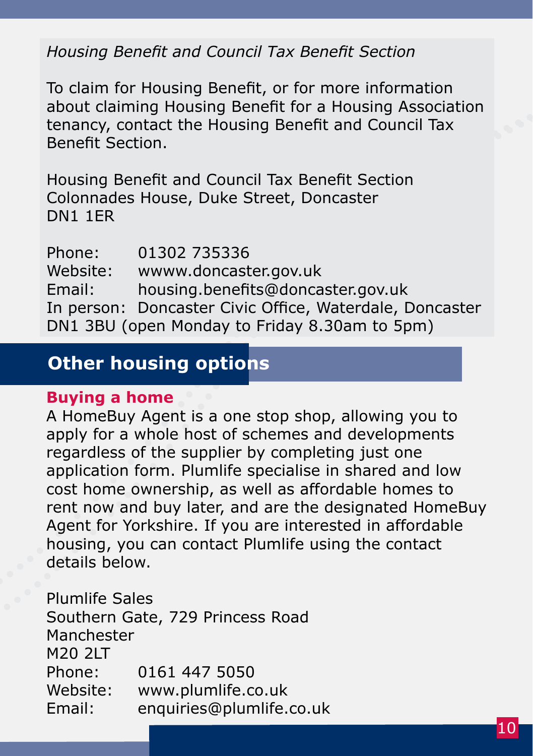*Housing Benefit and Council Tax Benefit Section*

To claim for Housing Benefit, or for more information about claiming Housing Benefit for a Housing Association tenancy, contact the Housing Benefit and Council Tax Benefit Section.

Housing Benefit and Council Tax Benefit Section
Colonnades House, Duke Street, Doncaster
DN1 1ER

Phone: 01302 735336
Website: wwww.doncaster.gov.uk
Email: housing.benefits@doncaster.gov.uk
In person: Doncaster Civic Office, Waterdale, Doncaster DN1 3BU (open Monday to Friday 8.30am to 5pm)

## Other housing options

### Buying a home

A HomeBuy Agent is a one stop shop, allowing you to apply for a whole host of schemes and developments regardless of the supplier by completing just one application form. Plumlife specialise in shared and low cost home ownership, as well as affordable homes to rent now and buy later, and are the designated HomeBuy Agent for Yorkshire. If you are interested in affordable housing, you can contact Plumlife using the contact details below.

Plumlife Sales
Southern Gate, 729 Princess Road
Manchester
M20 2LT
Phone: 0161 447 5050
Website: www.plumlife.co.uk
Email: enquiries@plumlife.co.uk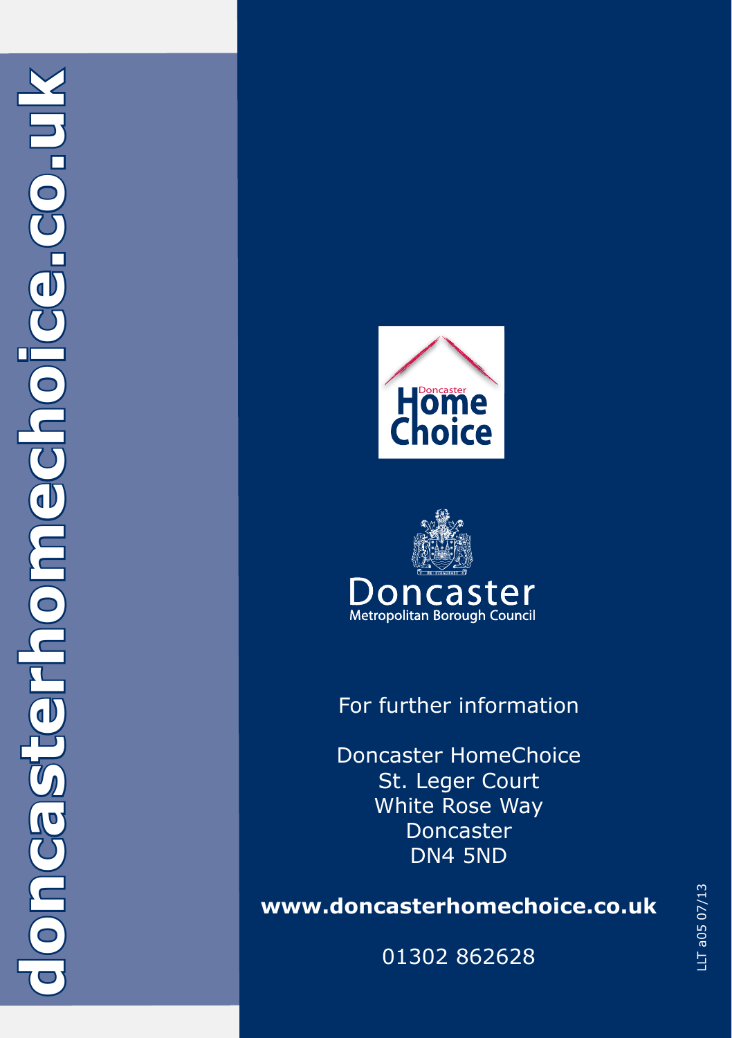doncasterhomechoice.co.uk

Doncaster Home Choice

Doncaster Metropolitan Borough Council

For further information

Doncaster HomeChoice
St. Leger Court
White Rose Way
Doncaster
DN4 5ND

**www.doncasterhomechoice.co.uk**

01302 862628

LLT a05 07/13